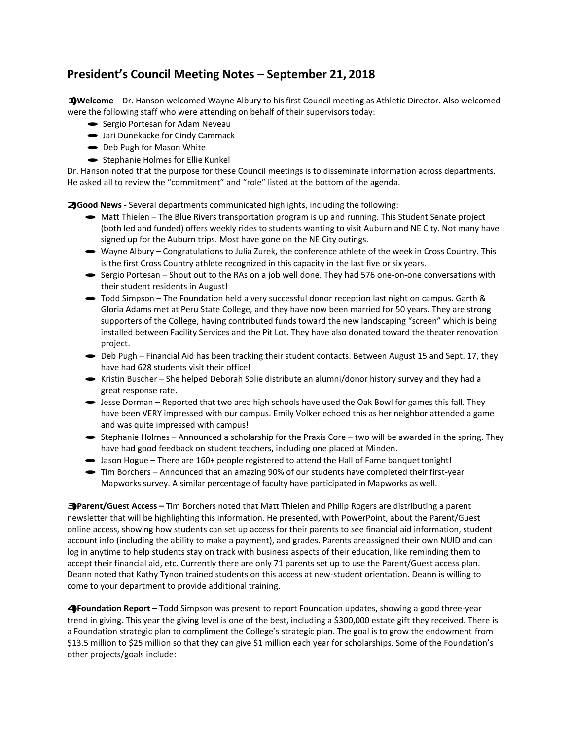# President's Council Meeting Notes – September 21, 2018

1) **Welcome** – Dr. Hanson welcomed Wayne Albury to his first Council meeting as Athletic Director. Also welcomed were the following staff who were attending on behalf of their supervisors today:

- Sergio Portesan for Adam Neveau
- Jari Dunekacke for Cindy Cammack
- Deb Pugh for Mason White
- Stephanie Holmes for Ellie Kunkel

Dr. Hanson noted that the purpose for these Council meetings is to disseminate information across departments. He asked all to review the "commitment" and "role" listed at the bottom of the agenda.

2) **Good News -** Several departments communicated highlights, including the following:

- Matt Thielen – The Blue Rivers transportation program is up and running. This Student Senate project (both led and funded) offers weekly rides to students wanting to visit Auburn and NE City. Not many have signed up for the Auburn trips. Most have gone on the NE City outings.
- Wayne Albury – Congratulations to Julia Zurek, the conference athlete of the week in Cross Country. This is the first Cross Country athlete recognized in this capacity in the last five or six years.
- Sergio Portesan – Shout out to the RAs on a job well done. They had 576 one-on-one conversations with their student residents in August!
- Todd Simpson – The Foundation held a very successful donor reception last night on campus. Garth & Gloria Adams met at Peru State College, and they have now been married for 50 years. They are strong supporters of the College, having contributed funds toward the new landscaping "screen" which is being installed between Facility Services and the Pit Lot. They have also donated toward the theater renovation project.
- Deb Pugh – Financial Aid has been tracking their student contacts. Between August 15 and Sept. 17, they have had 628 students visit their office!
- Kristin Buscher – She helped Deborah Solie distribute an alumni/donor history survey and they had a great response rate.
- Jesse Dorman – Reported that two area high schools have used the Oak Bowl for games this fall. They have been VERY impressed with our campus. Emily Volker echoed this as her neighbor attended a game and was quite impressed with campus!
- Stephanie Holmes – Announced a scholarship for the Praxis Core – two will be awarded in the spring. They have had good feedback on student teachers, including one placed at Minden.
- Jason Hogue – There are 160+ people registered to attend the Hall of Fame banquet tonight!
- Tim Borchers – Announced that an amazing 90% of our students have completed their first-year Mapworks survey. A similar percentage of faculty have participated in Mapworks as well.

3) **Parent/Guest Access –** Tim Borchers noted that Matt Thielen and Philip Rogers are distributing a parent newsletter that will be highlighting this information. He presented, with PowerPoint, about the Parent/Guest online access, showing how students can set up access for their parents to see financial aid information, student account info (including the ability to make a payment), and grades. Parents are assigned their own NUID and can log in anytime to help students stay on track with business aspects of their education, like reminding them to accept their financial aid, etc. Currently there are only 71 parents set up to use the Parent/Guest access plan. Deann noted that Kathy Tynon trained students on this access at new-student orientation. Deann is willing to come to your department to provide additional training.

4) **Foundation Report –** Todd Simpson was present to report Foundation updates, showing a good three-year trend in giving. This year the giving level is one of the best, including a $300,000 estate gift they received. There is a Foundation strategic plan to compliment the College's strategic plan. The goal is to grow the endowment from $13.5 million to $25 million so that they can give $1 million each year for scholarships. Some of the Foundation's other projects/goals include: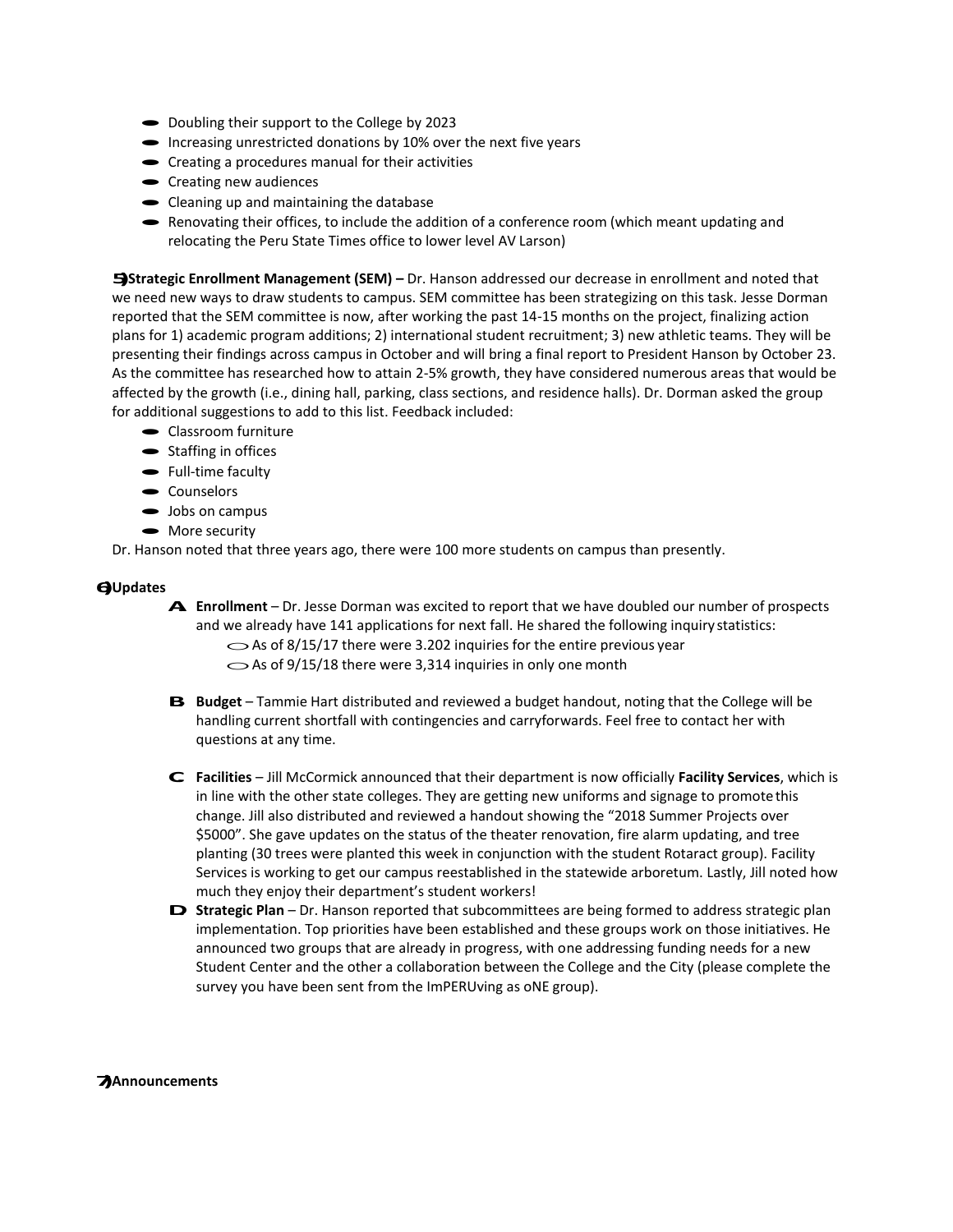- Doubling their support to the College by 2023
- Increasing unrestricted donations by 10% over the next five years
- Creating a procedures manual for their activities
- Creating new audiences
- Cleaning up and maintaining the database
- Renovating their offices, to include the addition of a conference room (which meant updating and relocating the Peru State Times office to lower level AV Larson)

5) **Strategic Enrollment Management (SEM) –** Dr. Hanson addressed our decrease in enrollment and noted that we need new ways to draw students to campus. SEM committee has been strategizing on this task. Jesse Dorman reported that the SEM committee is now, after working the past 14-15 months on the project, finalizing action plans for 1) academic program additions; 2) international student recruitment; 3) new athletic teams. They will be presenting their findings across campus in October and will bring a final report to President Hanson by October 23. As the committee has researched how to attain 2-5% growth, they have considered numerous areas that would be affected by the growth (i.e., dining hall, parking, class sections, and residence halls). Dr. Dorman asked the group for additional suggestions to add to this list. Feedback included:

- Classroom furniture
- Staffing in offices
- Full-time faculty
- Counselors
- Jobs on campus
- More security

Dr. Hanson noted that three years ago, there were 100 more students on campus than presently.

6) **Updates**

A. **Enrollment** – Dr. Jesse Dorman was excited to report that we have doubled our number of prospects and we already have 141 applications for next fall. He shared the following inquiry statistics:
   - As of 8/15/17 there were 3.202 inquiries for the entire previous year
   - As of 9/15/18 there were 3,314 inquiries in only one month

B. **Budget** – Tammie Hart distributed and reviewed a budget handout, noting that the College will be handling current shortfall with contingencies and carryforwards. Feel free to contact her with questions at any time.

C. **Facilities** – Jill McCormick announced that their department is now officially **Facility Services**, which is in line with the other state colleges. They are getting new uniforms and signage to promote this change. Jill also distributed and reviewed a handout showing the "2018 Summer Projects over $5000". She gave updates on the status of the theater renovation, fire alarm updating, and tree planting (30 trees were planted this week in conjunction with the student Rotaract group). Facility Services is working to get our campus reestablished in the statewide arboretum. Lastly, Jill noted how much they enjoy their department's student workers!

D. **Strategic Plan** – Dr. Hanson reported that subcommittees are being formed to address strategic plan implementation. Top priorities have been established and these groups work on those initiatives. He announced two groups that are already in progress, with one addressing funding needs for a new Student Center and the other a collaboration between the College and the City (please complete the survey you have been sent from the ImPERUving as oNE group).

7) **Announcements**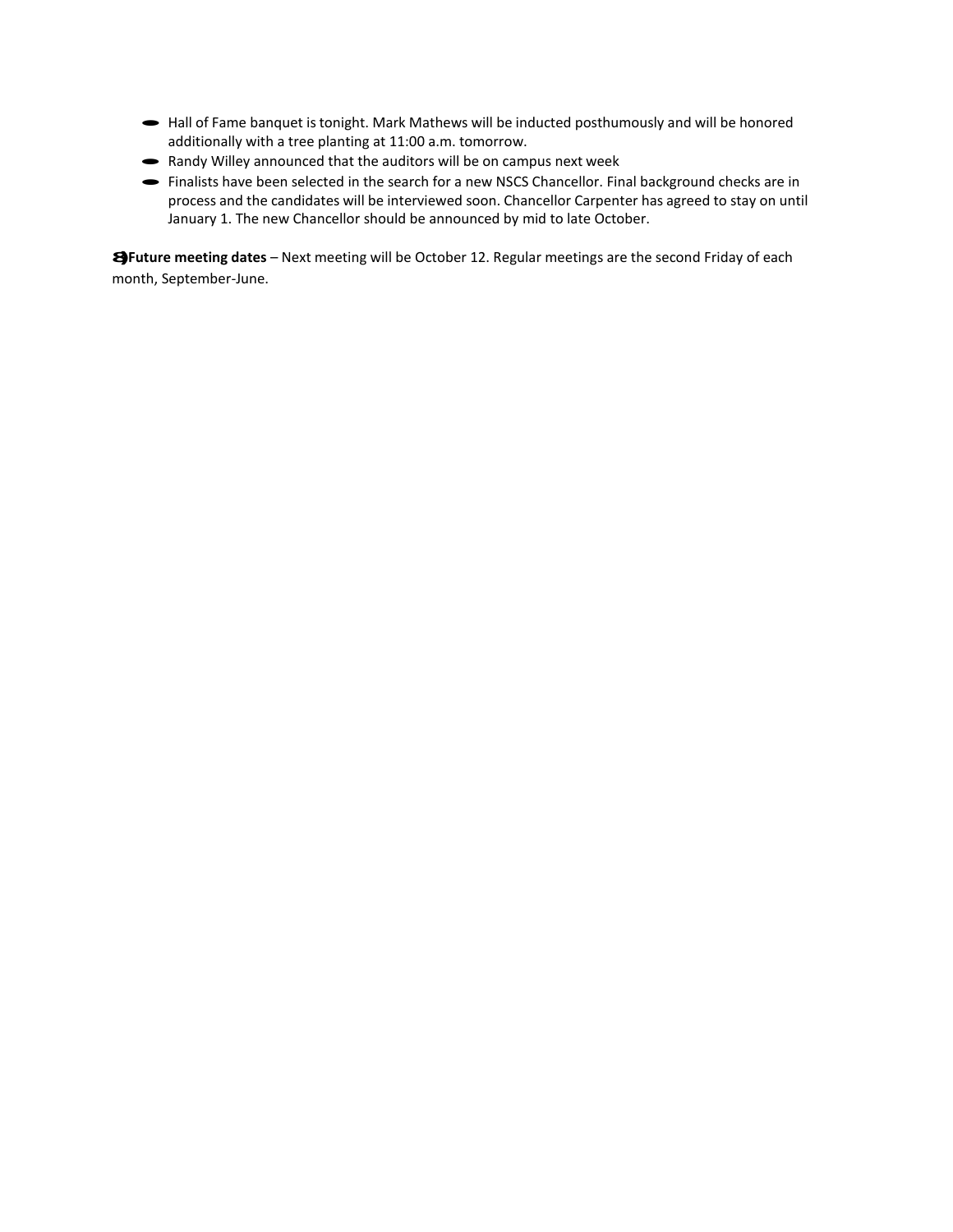- Hall of Fame banquet is tonight. Mark Mathews will be inducted posthumously and will be honored additionally with a tree planting at 11:00 a.m. tomorrow.
- Randy Willey announced that the auditors will be on campus next week
- Finalists have been selected in the search for a new NSCS Chancellor. Final background checks are in process and the candidates will be interviewed soon. Chancellor Carpenter has agreed to stay on until January 1. The new Chancellor should be announced by mid to late October.

**Future meeting dates** – Next meeting will be October 12. Regular meetings are the second Friday of each month, September-June.